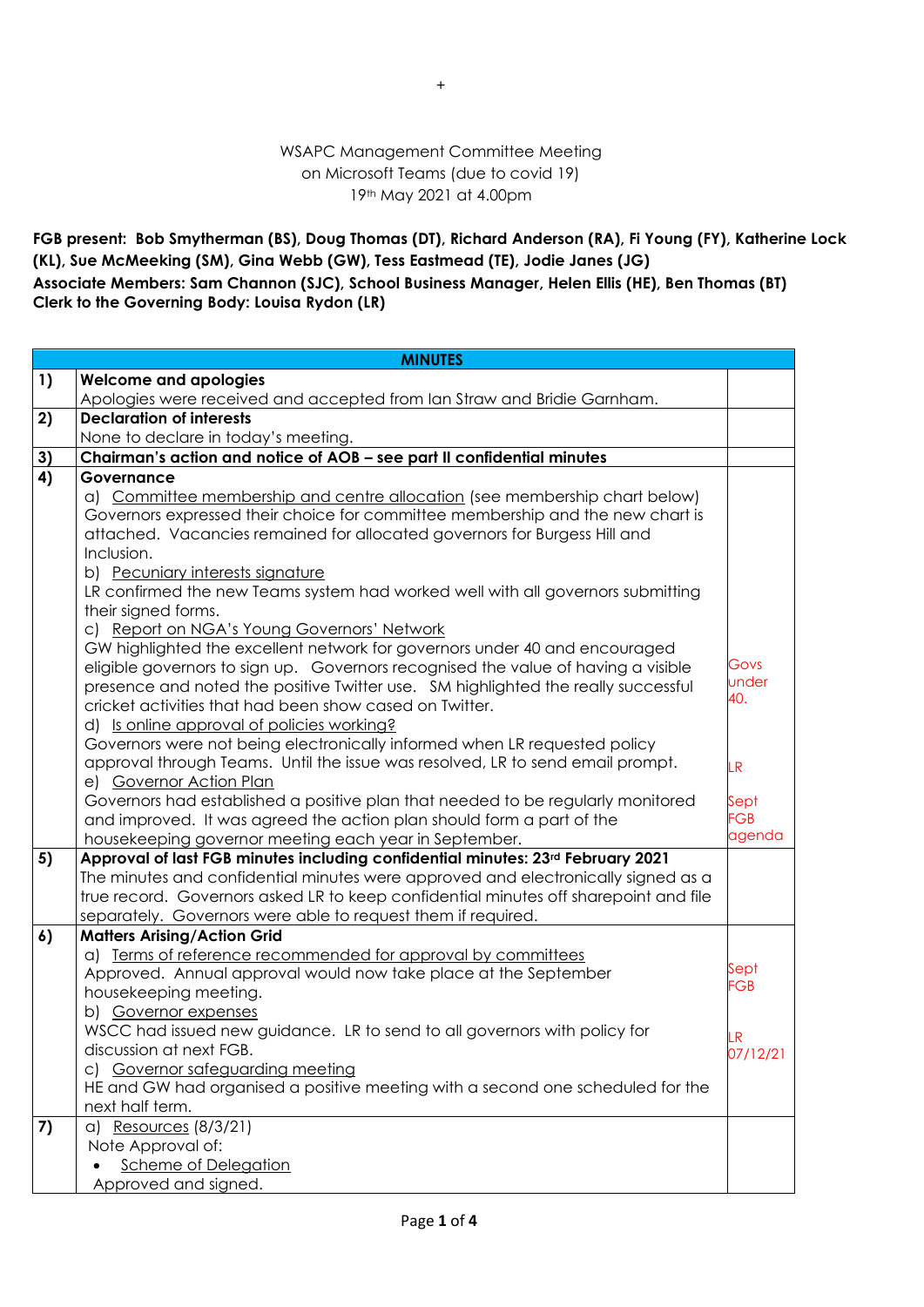+

WSAPC Management Committee Meeting
on Microsoft Teams (due to covid 19)
19th May 2021 at 4.00pm

**FGB present: Bob Smytherman (BS), Doug Thomas (DT), Richard Anderson (RA), Fi Young (FY), Katherine Lock (KL), Sue McMeeking (SM), Gina Webb (GW), Tess Eastmead (TE), Jodie Janes (JG)**
**Associate Members: Sam Channon (SJC), School Business Manager, Helen Ellis (HE), Ben Thomas (BT)**
**Clerk to the Governing Body: Louisa Rydon (LR)**

| **MINUTES** | | |
|---|---|---|
| **1)** | **Welcome and apologies**<br>Apologies were received and accepted from Ian Straw and Bridie Garnham. | |
| **2)** | **Declaration of interests**<br>None to declare in today's meeting. | |
| **3)** | **Chairman's action and notice of AOB – see part II confidential minutes** | |
| **4)** | **Governance**<br>a) Committee membership and centre allocation (see membership chart below)<br>Governors expressed their choice for committee membership and the new chart is attached. Vacancies remained for allocated governors for Burgess Hill and Inclusion.<br>b) Pecuniary interests signature<br>LR confirmed the new Teams system had worked well with all governors submitting their signed forms.<br>c) Report on NGA's Young Governors' Network<br>GW highlighted the excellent network for governors under 40 and encouraged eligible governors to sign up. Governors recognised the value of having a visible presence and noted the positive Twitter use. SM highlighted the really successful cricket activities that had been show cased on Twitter.<br>d) Is online approval of policies working?<br>Governors were not being electronically informed when LR requested policy approval through Teams. Until the issue was resolved, LR to send email prompt.<br>e) Governor Action Plan<br>Governors had established a positive plan that needed to be regularly monitored and improved. It was agreed the action plan should form a part of the housekeeping governor meeting each year in September. | Govs under 40.<br><br>LR<br><br>Sept FGB agenda |
| **5)** | **Approval of last FGB minutes including confidential minutes: 23rd February 2021**<br>The minutes and confidential minutes were approved and electronically signed as a true record. Governors asked LR to keep confidential minutes off sharepoint and file separately. Governors were able to request them if required. | |
| **6)** | **Matters Arising/Action Grid**<br>a) Terms of reference recommended for approval by committees<br>Approved. Annual approval would now take place at the September housekeeping meeting.<br>b) Governor expenses<br>WSCC had issued new guidance. LR to send to all governors with policy for discussion at next FGB.<br>c) Governor safeguarding meeting<br>HE and GW had organised a positive meeting with a second one scheduled for the next half term. | Sept FGB<br><br>LR 07/12/21 |
| **7)** | a) Resources (8/3/21)<br>Note Approval of:<br>• Scheme of Delegation<br>Approved and signed. | |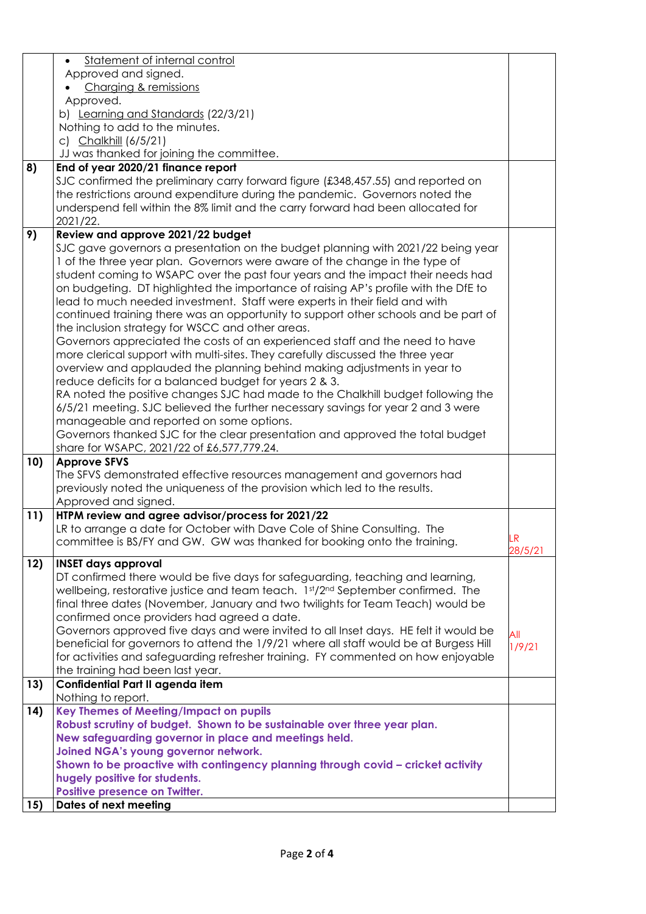| | | |
|---|---|---|
| | • Statement of internal control<br>Approved and signed.<br>• Charging & remissions<br>Approved.<br>b) Learning and Standards (22/3/21)<br>Nothing to add to the minutes.<br>c) Chalkhill (6/5/21)<br>JJ was thanked for joining the committee. | |
| 8) | **End of year 2020/21 finance report**<br>SJC confirmed the preliminary carry forward figure (£348,457.55) and reported on the restrictions around expenditure during the pandemic. Governors noted the underspend fell within the 8% limit and the carry forward had been allocated for 2021/22. | |
| 9) | **Review and approve 2021/22 budget**<br>SJC gave governors a presentation on the budget planning with 2021/22 being year 1 of the three year plan. Governors were aware of the change in the type of student coming to WSAPC over the past four years and the impact their needs had on budgeting. DT highlighted the importance of raising AP's profile with the DfE to lead to much needed investment. Staff were experts in their field and with continued training there was an opportunity to support other schools and be part of the inclusion strategy for WSCC and other areas.<br>Governors appreciated the costs of an experienced staff and the need to have more clerical support with multi-sites. They carefully discussed the three year overview and applauded the planning behind making adjustments in year to reduce deficits for a balanced budget for years 2 & 3.<br>RA noted the positive changes SJC had made to the Chalkhill budget following the 6/5/21 meeting. SJC believed the further necessary savings for year 2 and 3 were manageable and reported on some options.<br>Governors thanked SJC for the clear presentation and approved the total budget share for WSAPC, 2021/22 of £6,577,779.24. | |
| 10) | **Approve SFVS**<br>The SFVS demonstrated effective resources management and governors had previously noted the uniqueness of the provision which led to the results.<br>Approved and signed. | |
| 11) | **HTPM review and agree advisor/process for 2021/22**<br>LR to arrange a date for October with Dave Cole of Shine Consulting. The committee is BS/FY and GW. GW was thanked for booking onto the training. | LR 28/5/21 |
| 12) | **INSET days approval**<br>DT confirmed there would be five days for safeguarding, teaching and learning, wellbeing, restorative justice and team teach. 1st/2nd September confirmed. The final three dates (November, January and two twilights for Team Teach) would be confirmed once providers had agreed a date.<br>Governors approved five days and were invited to all Inset days. HE felt it would be beneficial for governors to attend the 1/9/21 where all staff would be at Burgess Hill for activities and safeguarding refresher training. FY commented on how enjoyable the training had been last year. | All 1/9/21 |
| 13) | **Confidential Part II agenda item**<br>Nothing to report. | |
| 14) | **Key Themes of Meeting/Impact on pupils**<br>**Robust scrutiny of budget. Shown to be sustainable over three year plan.**<br>**New safeguarding governor in place and meetings held.**<br>**Joined NGA's young governor network.**<br>**Shown to be proactive with contingency planning through covid – cricket activity hugely positive for students.**<br>**Positive presence on Twitter.** | |
| 15) | **Dates of next meeting** | |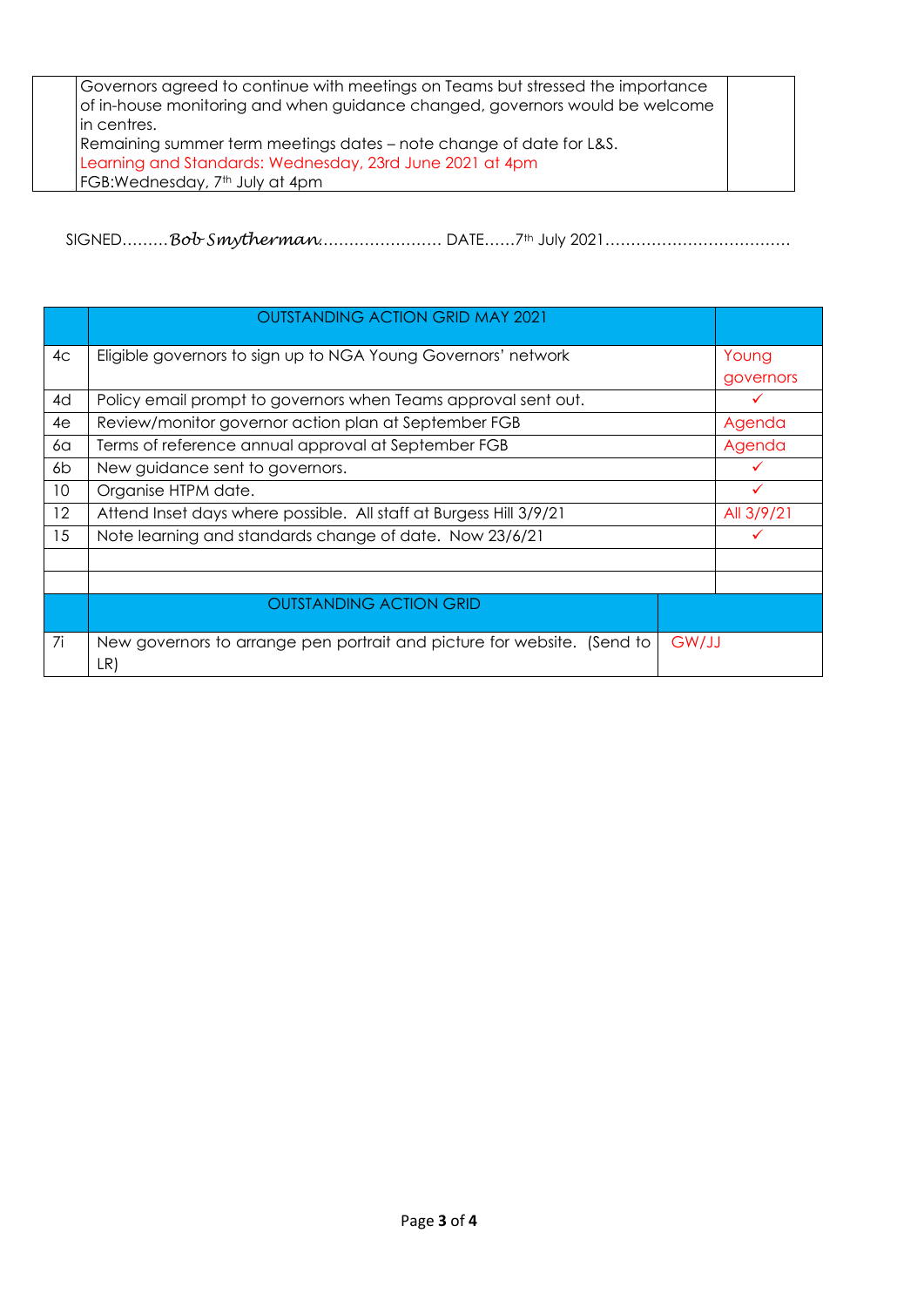| | |
|---|---|
| | Governors agreed to continue with meetings on Teams but stressed the importance of in-house monitoring and when guidance changed, governors would be welcome in centres.<br>Remaining summer term meetings dates – note change of date for L&S.<br>Learning and Standards: Wednesday, 23rd June 2021 at 4pm<br>FGB:Wednesday, 7th July at 4pm | |

SIGNED………*Bob Smytherman*…………………… DATE……7th July 2021………………………………

| | OUTSTANDING ACTION GRID MAY 2021 | |
|---|---|---|
| 4c | Eligible governors to sign up to NGA Young Governors' network | Young governors |
| 4d | Policy email prompt to governors when Teams approval sent out. | ✓ |
| 4e | Review/monitor governor action plan at September FGB | Agenda |
| 6a | Terms of reference annual approval at September FGB | Agenda |
| 6b | New guidance sent to governors. | ✓ |
| 10 | Organise HTPM date. | ✓ |
| 12 | Attend Inset days where possible. All staff at Burgess Hill 3/9/21 | All 3/9/21 |
| 15 | Note learning and standards change of date. Now 23/6/21 | ✓ |
| | | |
| | | |

| | OUTSTANDING ACTION GRID | |
|---|---|---|
| 7i | New governors to arrange pen portrait and picture for website. (Send to LR) | GW/JJ |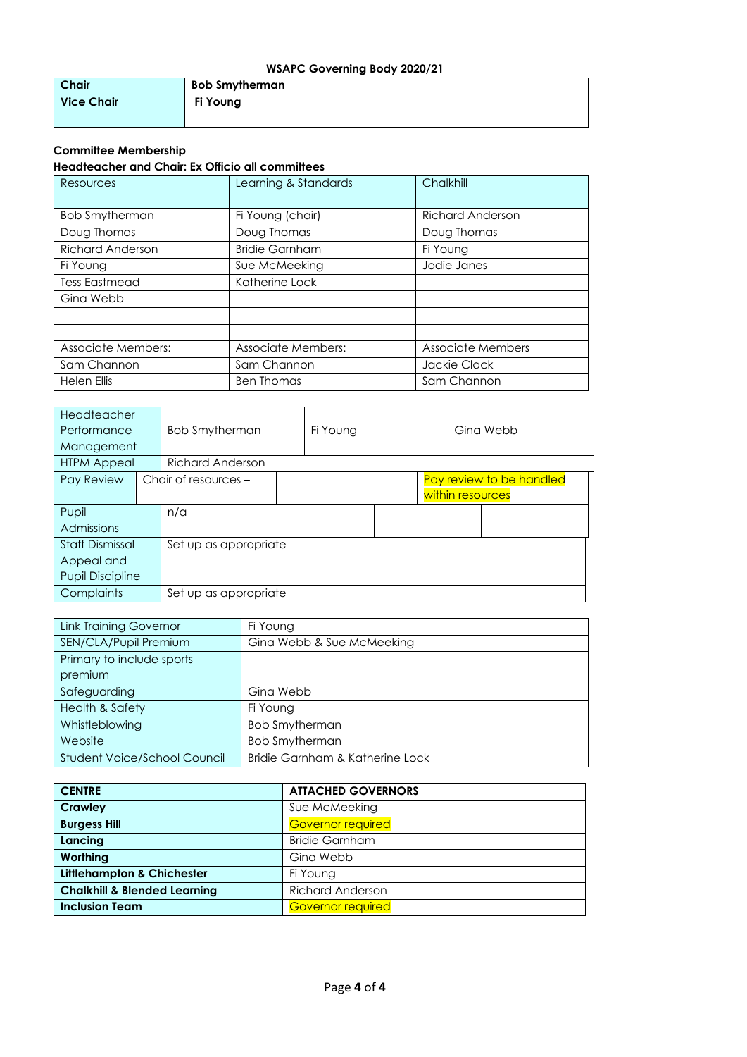**WSAPC Governing Body 2020/21**

| | |
|---|---|
| **Chair** | **Bob Smytherman** |
| **Vice Chair** | **Fi Young** |
| | |

**Committee Membership**

**Headteacher and Chair: Ex Officio all committees**

| Resources | Learning & Standards | Chalkhill |
|---|---|---|
| Bob Smytherman | Fi Young (chair) | Richard Anderson |
| Doug Thomas | Doug Thomas | Doug Thomas |
| Richard Anderson | Bridie Garnham | Fi Young |
| Fi Young | Sue McMeeking | Jodie Janes |
| Tess Eastmead | Katherine Lock | |
| Gina Webb | | |
| | | |
| | | |
| Associate Members: | Associate Members: | Associate Members |
| Sam Channon | Sam Channon | Jackie Clack |
| Helen Ellis | Ben Thomas | Sam Channon |

| | | | |
|---|---|---|---|
| Headteacher Performance Management | Bob Smytherman | Fi Young | Gina Webb |
| HTPM Appeal | Richard Anderson | | |
| Pay Review | Chair of resources – | | Pay review to be handled within resources |
| Pupil Admissions | n/a | | |
| Staff Dismissal Appeal and Pupil Discipline | Set up as appropriate | | |
| Complaints | Set up as appropriate | | |

| | |
|---|---|
| Link Training Governor | Fi Young |
| SEN/CLA/Pupil Premium | Gina Webb & Sue McMeeking |
| Primary to include sports premium | |
| Safeguarding | Gina Webb |
| Health & Safety | Fi Young |
| Whistleblowing | Bob Smytherman |
| Website | Bob Smytherman |
| Student Voice/School Council | Bridie Garnham & Katherine Lock |

| **CENTRE** | **ATTACHED GOVERNORS** |
|---|---|
| **Crawley** | Sue McMeeking |
| **Burgess Hill** | Governor required |
| **Lancing** | Bridie Garnham |
| **Worthing** | Gina Webb |
| **Littlehampton & Chichester** | Fi Young |
| **Chalkhill & Blended Learning** | Richard Anderson |
| **Inclusion Team** | Governor required |